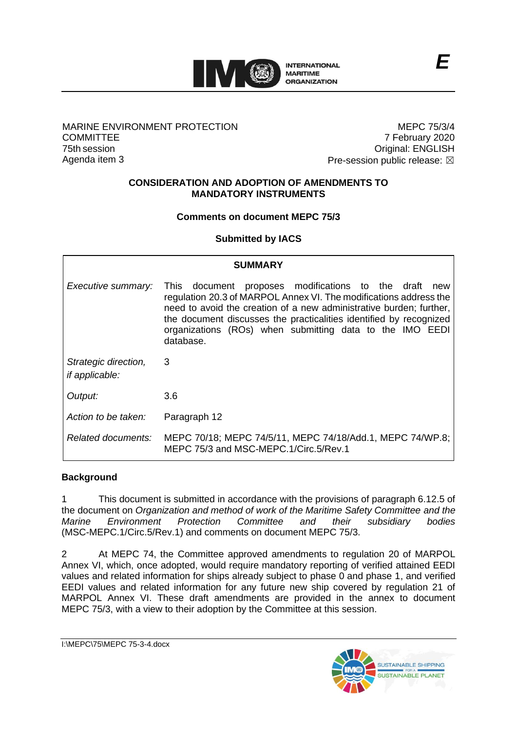INTERNATIONAL MARITIME ORGANIZATION

**E**

MARINE ENVIRONMENT PROTECTION COMMITTEE
75th session
Agenda item 3

MEPC 75/3/4
7 February 2020
Original: ENGLISH
Pre-session public release: ☒

**CONSIDERATION AND ADOPTION OF AMENDMENTS TO MANDATORY INSTRUMENTS**

**Comments on document MEPC 75/3**

**Submitted by IACS**

| SUMMARY | |
|---|---|
| *Executive summary:* | This document proposes modifications to the draft new regulation 20.3 of MARPOL Annex VI. The modifications address the need to avoid the creation of a new administrative burden; further, the document discusses the practicalities identified by recognized organizations (ROs) when submitting data to the IMO EEDI database. |
| *Strategic direction, if applicable:* | 3 |
| *Output:* | 3.6 |
| *Action to be taken:* | Paragraph 12 |
| *Related documents:* | MEPC 70/18; MEPC 74/5/11, MEPC 74/18/Add.1, MEPC 74/WP.8; MEPC 75/3 and MSC-MEPC.1/Circ.5/Rev.1 |

**Background**

1 This document is submitted in accordance with the provisions of paragraph 6.12.5 of the document on *Organization and method of work of the Maritime Safety Committee and the Marine Environment Protection Committee and their subsidiary bodies* (MSC-MEPC.1/Circ.5/Rev.1) and comments on document MEPC 75/3.

2 At MEPC 74, the Committee approved amendments to regulation 20 of MARPOL Annex VI, which, once adopted, would require mandatory reporting of verified attained EEDI values and related information for ships already subject to phase 0 and phase 1, and verified EEDI values and related information for any future new ship covered by regulation 21 of MARPOL Annex VI. These draft amendments are provided in the annex to document MEPC 75/3, with a view to their adoption by the Committee at this session.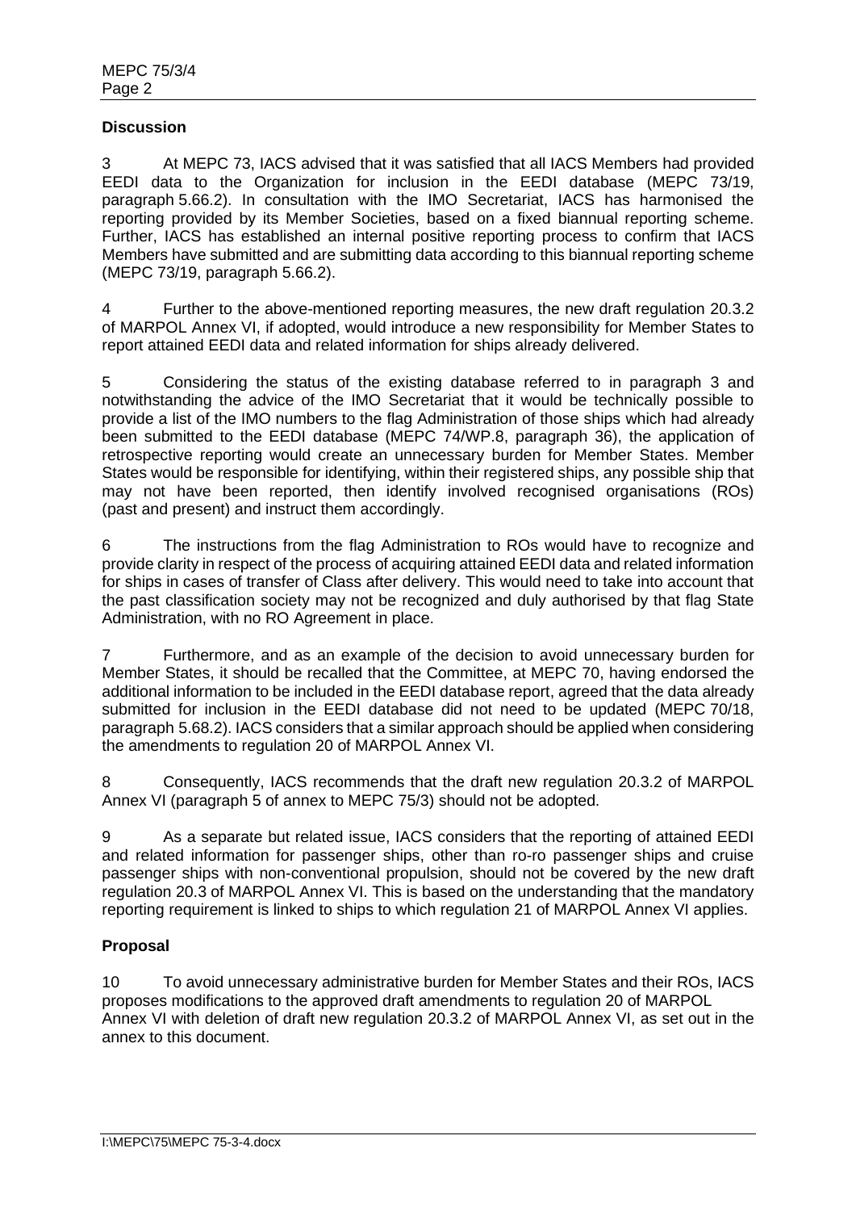### Discussion

3 At MEPC 73, IACS advised that it was satisfied that all IACS Members had provided EEDI data to the Organization for inclusion in the EEDI database (MEPC 73/19, paragraph 5.66.2). In consultation with the IMO Secretariat, IACS has harmonised the reporting provided by its Member Societies, based on a fixed biannual reporting scheme. Further, IACS has established an internal positive reporting process to confirm that IACS Members have submitted and are submitting data according to this biannual reporting scheme (MEPC 73/19, paragraph 5.66.2).

4 Further to the above-mentioned reporting measures, the new draft regulation 20.3.2 of MARPOL Annex VI, if adopted, would introduce a new responsibility for Member States to report attained EEDI data and related information for ships already delivered.

5 Considering the status of the existing database referred to in paragraph 3 and notwithstanding the advice of the IMO Secretariat that it would be technically possible to provide a list of the IMO numbers to the flag Administration of those ships which had already been submitted to the EEDI database (MEPC 74/WP.8, paragraph 36), the application of retrospective reporting would create an unnecessary burden for Member States. Member States would be responsible for identifying, within their registered ships, any possible ship that may not have been reported, then identify involved recognised organisations (ROs) (past and present) and instruct them accordingly.

6 The instructions from the flag Administration to ROs would have to recognize and provide clarity in respect of the process of acquiring attained EEDI data and related information for ships in cases of transfer of Class after delivery. This would need to take into account that the past classification society may not be recognized and duly authorised by that flag State Administration, with no RO Agreement in place.

7 Furthermore, and as an example of the decision to avoid unnecessary burden for Member States, it should be recalled that the Committee, at MEPC 70, having endorsed the additional information to be included in the EEDI database report, agreed that the data already submitted for inclusion in the EEDI database did not need to be updated (MEPC 70/18, paragraph 5.68.2). IACS considers that a similar approach should be applied when considering the amendments to regulation 20 of MARPOL Annex VI.

8 Consequently, IACS recommends that the draft new regulation 20.3.2 of MARPOL Annex VI (paragraph 5 of annex to MEPC 75/3) should not be adopted.

9 As a separate but related issue, IACS considers that the reporting of attained EEDI and related information for passenger ships, other than ro-ro passenger ships and cruise passenger ships with non-conventional propulsion, should not be covered by the new draft regulation 20.3 of MARPOL Annex VI. This is based on the understanding that the mandatory reporting requirement is linked to ships to which regulation 21 of MARPOL Annex VI applies.

### Proposal

10 To avoid unnecessary administrative burden for Member States and their ROs, IACS proposes modifications to the approved draft amendments to regulation 20 of MARPOL Annex VI with deletion of draft new regulation 20.3.2 of MARPOL Annex VI, as set out in the annex to this document.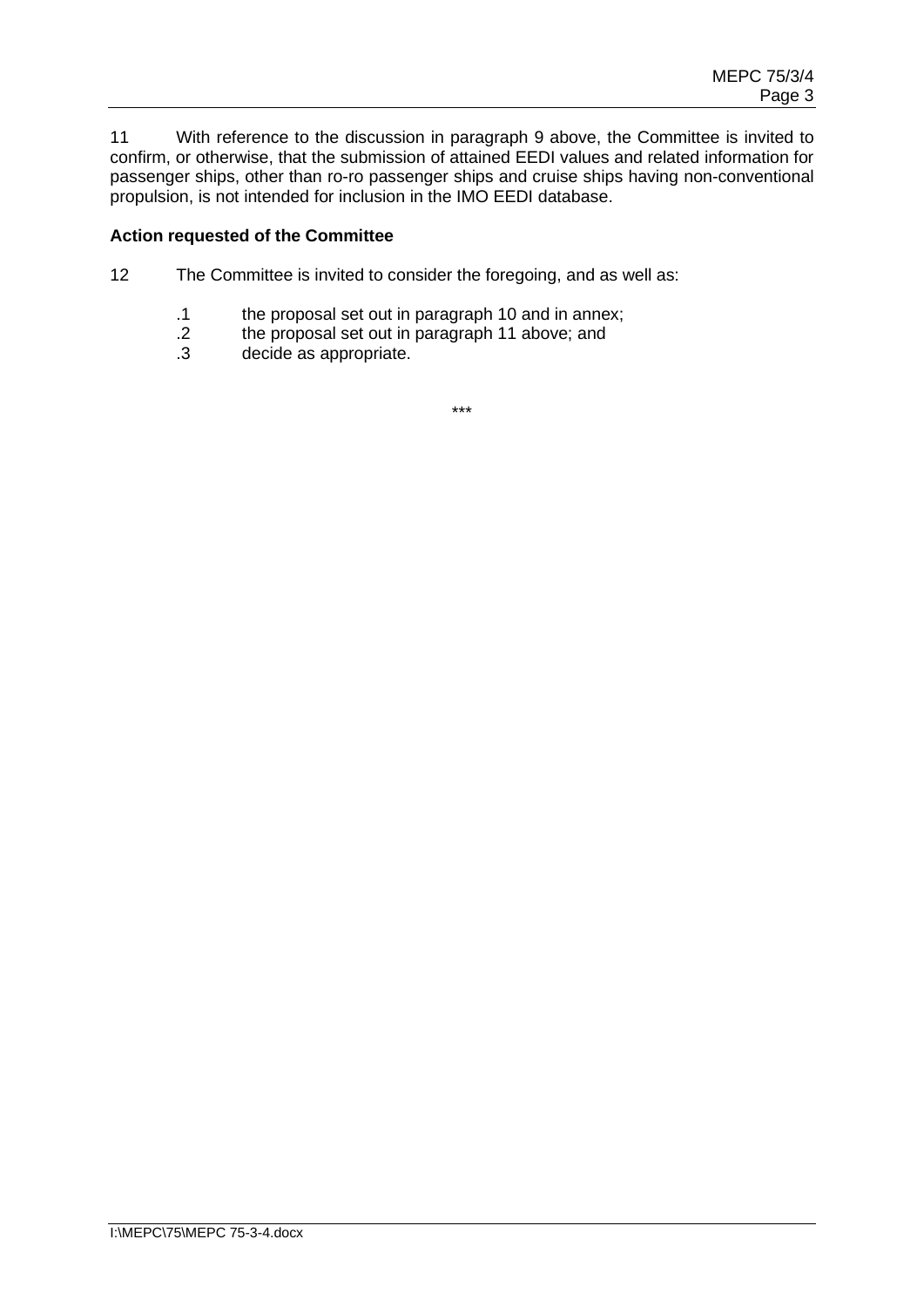11 With reference to the discussion in paragraph 9 above, the Committee is invited to confirm, or otherwise, that the submission of attained EEDI values and related information for passenger ships, other than ro-ro passenger ships and cruise ships having non-conventional propulsion, is not intended for inclusion in the IMO EEDI database.

**Action requested of the Committee**

12 The Committee is invited to consider the foregoing, and as well as:

.1 the proposal set out in paragraph 10 and in annex;

.2 the proposal set out in paragraph 11 above; and

.3 decide as appropriate.

***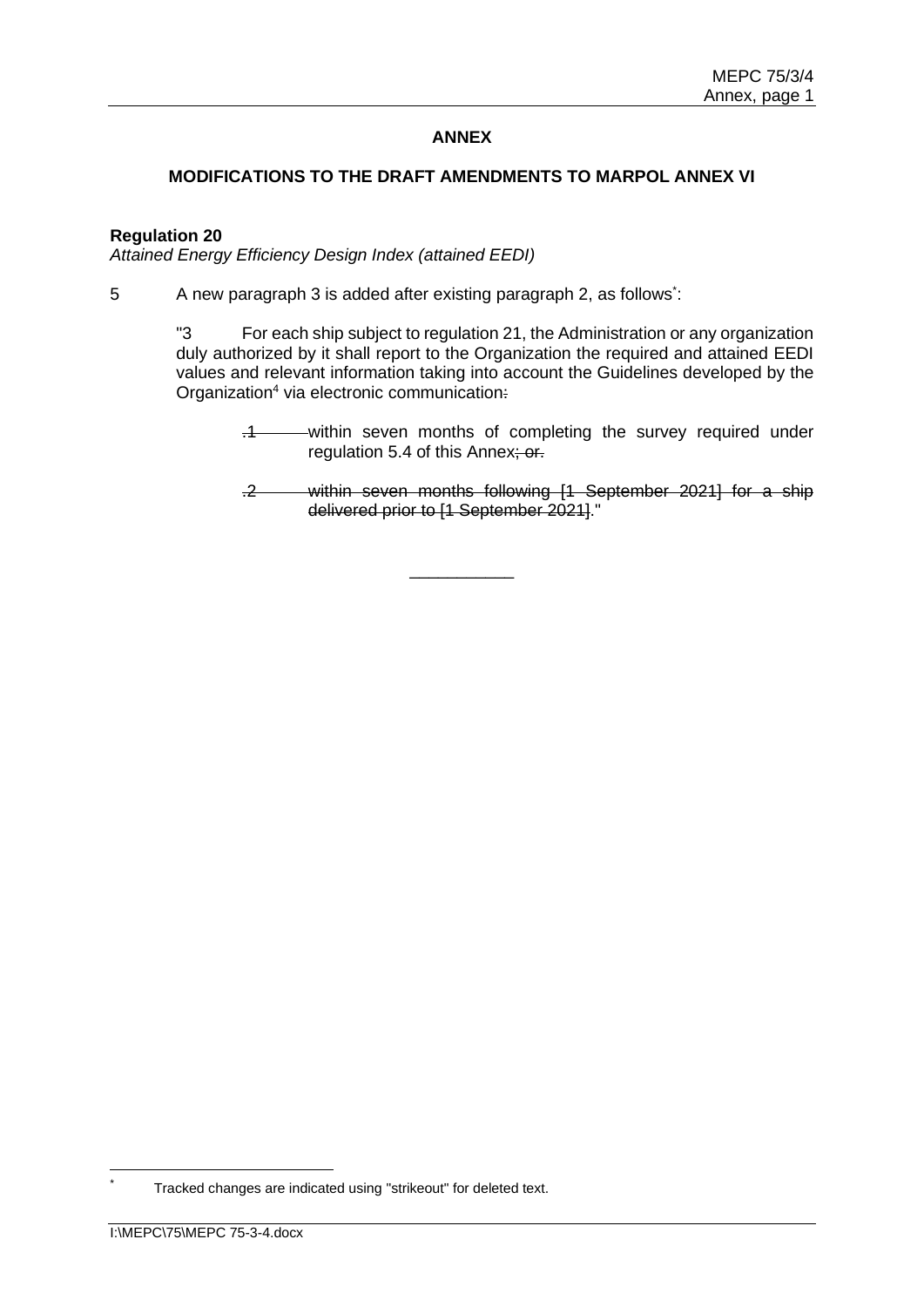# ANNEX

## MODIFICATIONS TO THE DRAFT AMENDMENTS TO MARPOL ANNEX VI

**Regulation 20**

*Attained Energy Efficiency Design Index (attained EEDI)*

5 A new paragraph 3 is added after existing paragraph 2, as follows*:

"3 For each ship subject to regulation 21, the Administration or any organization duly authorized by it shall report to the Organization the required and attained EEDI values and relevant information taking into account the Guidelines developed by the Organization[4] via electronic communication~~:~~

~~.1~~ within seven months of completing the survey required under regulation 5.4 of this Annex~~; or.~~

~~.2 within seven months following [1 September 2021] for a ship delivered prior to [1 September 2021]~~."

---

\* Tracked changes are indicated using "strikeout" for deleted text.